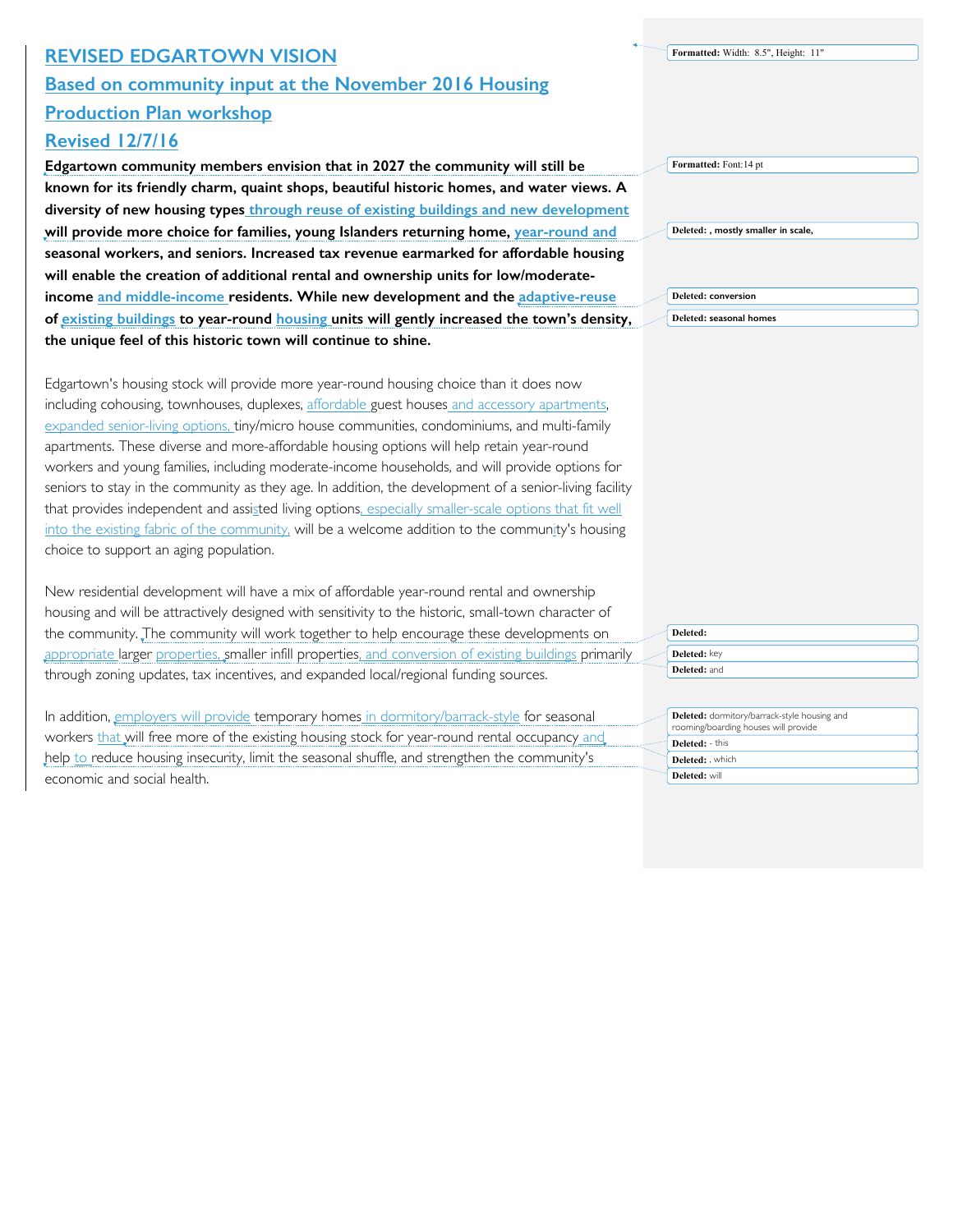# REVISED EDGARTOWN VISION

## Based on community input at the November 2016 Housing Production Plan workshop

## Revised 12/7/16

**Edgartown community members envision that in 2027 the community will still be known for its friendly charm, quaint shops, beautiful historic homes, and water views. A diversity of new housing types through reuse of existing buildings and new development will provide more choice for families, young Islanders returning home, year-round and seasonal workers, and seniors. Increased tax revenue earmarked for affordable housing will enable the creation of additional rental and ownership units for low/moderate-income and middle-income residents. While new development and the adaptive-reuse of existing buildings to year-round housing units will gently increased the town's density, the unique feel of this historic town will continue to shine.**

Edgartown's housing stock will provide more year-round housing choice than it does now including cohousing, townhouses, duplexes, affordable guest houses and accessory apartments, expanded senior-living options, tiny/micro house communities, condominiums, and multi-family apartments. These diverse and more-affordable housing options will help retain year-round workers and young families, including moderate-income households, and will provide options for seniors to stay in the community as they age. In addition, the development of a senior-living facility that provides independent and assisted living options, especially smaller-scale options that fit well into the existing fabric of the community, will be a welcome addition to the community's housing choice to support an aging population.

New residential development will have a mix of affordable year-round rental and ownership housing and will be attractively designed with sensitivity to the historic, small-town character of the community. The community will work together to help encourage these developments on appropriate larger properties, smaller infill properties, and conversion of existing buildings primarily through zoning updates, tax incentives, and expanded local/regional funding sources.

In addition, employers will provide temporary homes in dormitory/barrack-style for seasonal workers that will free more of the existing housing stock for year-round rental occupancy and help to reduce housing insecurity, limit the seasonal shuffle, and strengthen the community's economic and social health.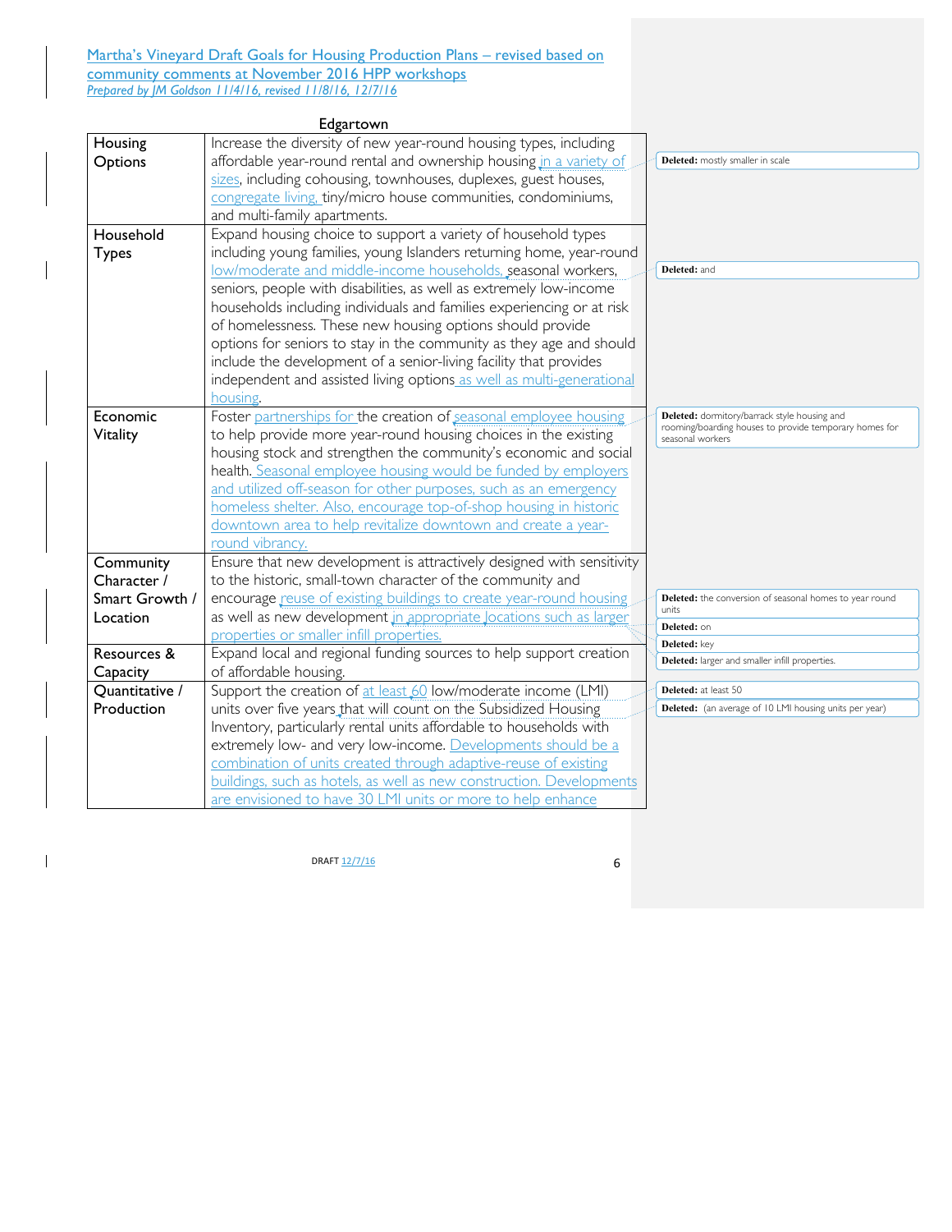Martha's Vineyard Draft Goals for Housing Production Plans – revised based on community comments at November 2016 HPP workshops

*Prepared by JM Goldson 11/4/16, revised 11/8/16, 12/7/16*

## Edgartown

| | |
|---|---|
| Housing Options | Increase the diversity of new year-round housing types, including affordable year-round rental and ownership housing in a variety of sizes, including cohousing, townhouses, duplexes, guest houses, congregate living, tiny/micro house communities, condominiums, and multi-family apartments. |
| Household Types | Expand housing choice to support a variety of household types including young families, young Islanders returning home, year-round low/moderate and middle-income households, seasonal workers, seniors, people with disabilities, as well as extremely low-income households including individuals and families experiencing or at risk of homelessness. These new housing options should provide options for seniors to stay in the community as they age and should include the development of a senior-living facility that provides independent and assisted living options as well as multi-generational housing. |
| Economic Vitality | Foster partnerships for the creation of seasonal employee housing to help provide more year-round housing choices in the existing housing stock and strengthen the community's economic and social health. Seasonal employee housing would be funded by employers and utilized off-season for other purposes, such as an emergency homeless shelter. Also, encourage top-of-shop housing in historic downtown area to help revitalize downtown and create a year-round vibrancy. |
| Community Character / Smart Growth / Location | Ensure that new development is attractively designed with sensitivity to the historic, small-town character of the community and encourage reuse of existing buildings to create year-round housing as well as new development in appropriate locations such as larger properties or smaller infill properties. |
| Resources & Capacity | Expand local and regional funding sources to help support creation of affordable housing. |
| Quantitative / Production | Support the creation of at least 60 low/moderate income (LMI) units over five years that will count on the Subsidized Housing Inventory, particularly rental units affordable to households with extremely low- and very low-income. Developments should be a combination of units created through adaptive-reuse of existing buildings, such as hotels, as well as new construction. Developments are envisioned to have 30 LMI units or more to help enhance |

**Deleted:** mostly smaller in scale

**Deleted:** and

**Deleted:** dormitory/barrack style housing and rooming/boarding houses to provide temporary homes for seasonal workers

**Deleted:** the conversion of seasonal homes to year round units

**Deleted:** on

**Deleted:** key

**Deleted:** larger and smaller infill properties.

**Deleted:** at least 50

**Deleted:** (an average of 10 LMI housing units per year)

DRAFT 12/7/16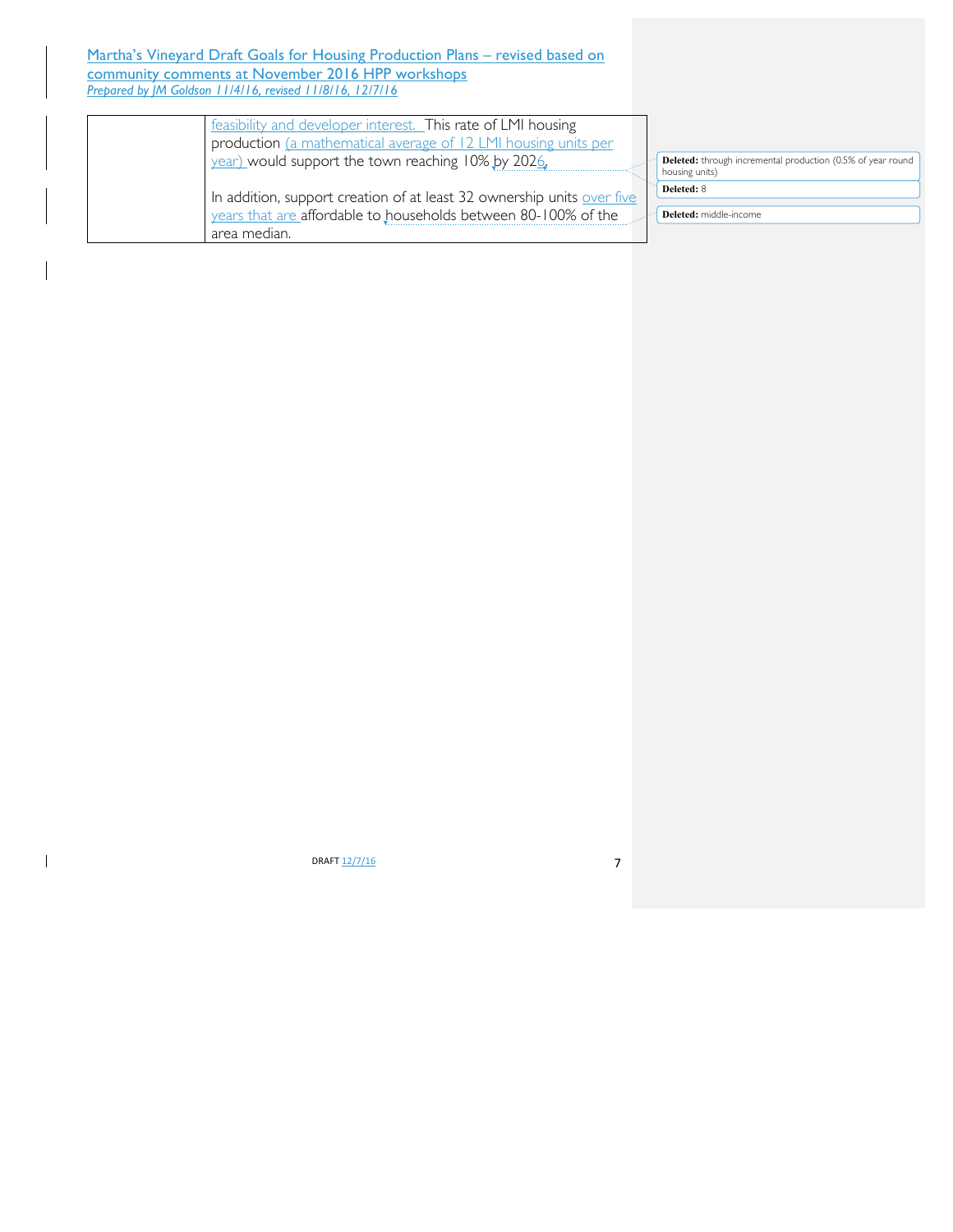| | |
|---|---|
| | feasibility and developer interest. This rate of LMI housing production (a mathematical average of 12 LMI housing units per year) would support the town reaching 10% by 2026.<br><br>In addition, support creation of at least 32 ownership units over five years that are affordable to households between 80-100% of the area median. |

Deleted: through incremental production (0.5% of year round housing units)

Deleted: 8

Deleted: middle-income